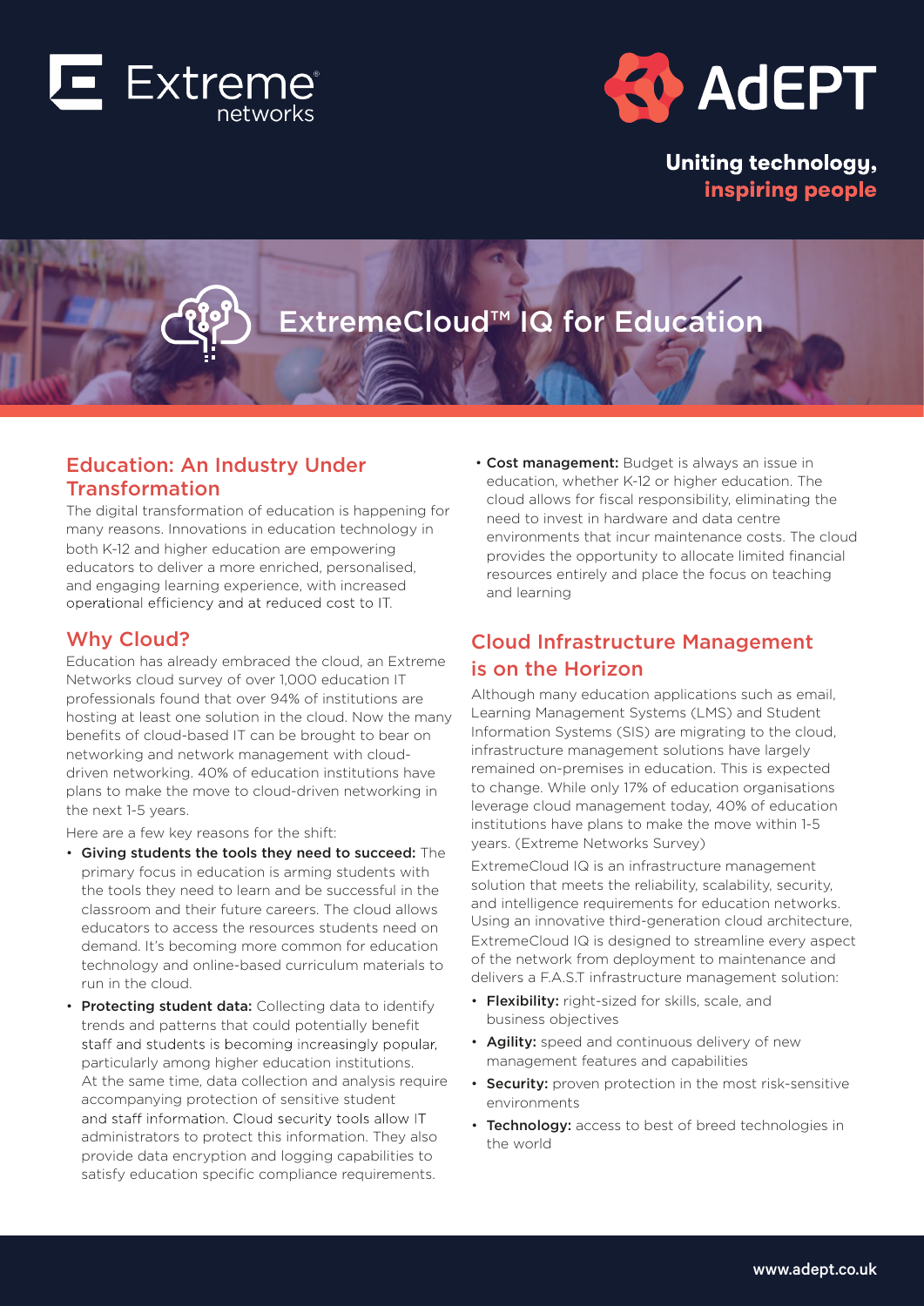Extreme networks

AdEPT

**Uniting technology, inspiring people**

# ExtremeCloud™ IQ for Education

## Education: An Industry Under Transformation

The digital transformation of education is happening for many reasons. Innovations in education technology in both K-12 and higher education are empowering educators to deliver a more enriched, personalised, and engaging learning experience, with increased operational efficiency and at reduced cost to IT.

## Why Cloud?

Education has already embraced the cloud, an Extreme Networks cloud survey of over 1,000 education IT professionals found that over 94% of institutions are hosting at least one solution in the cloud. Now the many benefits of cloud-based IT can be brought to bear on networking and network management with cloud-driven networking. 40% of education institutions have plans to make the move to cloud-driven networking in the next 1-5 years.

Here are a few key reasons for the shift:

- **Giving students the tools they need to succeed:** The primary focus in education is arming students with the tools they need to learn and be successful in the classroom and their future careers. The cloud allows educators to access the resources students need on demand. It's becoming more common for education technology and online-based curriculum materials to run in the cloud.
- **Protecting student data:** Collecting data to identify trends and patterns that could potentially benefit staff and students is becoming increasingly popular, particularly among higher education institutions. At the same time, data collection and analysis require accompanying protection of sensitive student and staff information. Cloud security tools allow IT administrators to protect this information. They also provide data encryption and logging capabilities to satisfy education specific compliance requirements.
- **Cost management:** Budget is always an issue in education, whether K-12 or higher education. The cloud allows for fiscal responsibility, eliminating the need to invest in hardware and data centre environments that incur maintenance costs. The cloud provides the opportunity to allocate limited financial resources entirely and place the focus on teaching and learning

## Cloud Infrastructure Management is on the Horizon

Although many education applications such as email, Learning Management Systems (LMS) and Student Information Systems (SIS) are migrating to the cloud, infrastructure management solutions have largely remained on-premises in education. This is expected to change. While only 17% of education organisations leverage cloud management today, 40% of education institutions have plans to make the move within 1-5 years. (Extreme Networks Survey)

ExtremeCloud IQ is an infrastructure management solution that meets the reliability, scalability, security, and intelligence requirements for education networks. Using an innovative third-generation cloud architecture, ExtremeCloud IQ is designed to streamline every aspect of the network from deployment to maintenance and delivers a F.A.S.T infrastructure management solution:

- **Flexibility:** right-sized for skills, scale, and business objectives
- **Agility:** speed and continuous delivery of new management features and capabilities
- **Security:** proven protection in the most risk-sensitive environments
- **Technology:** access to best of breed technologies in the world

www.adept.co.uk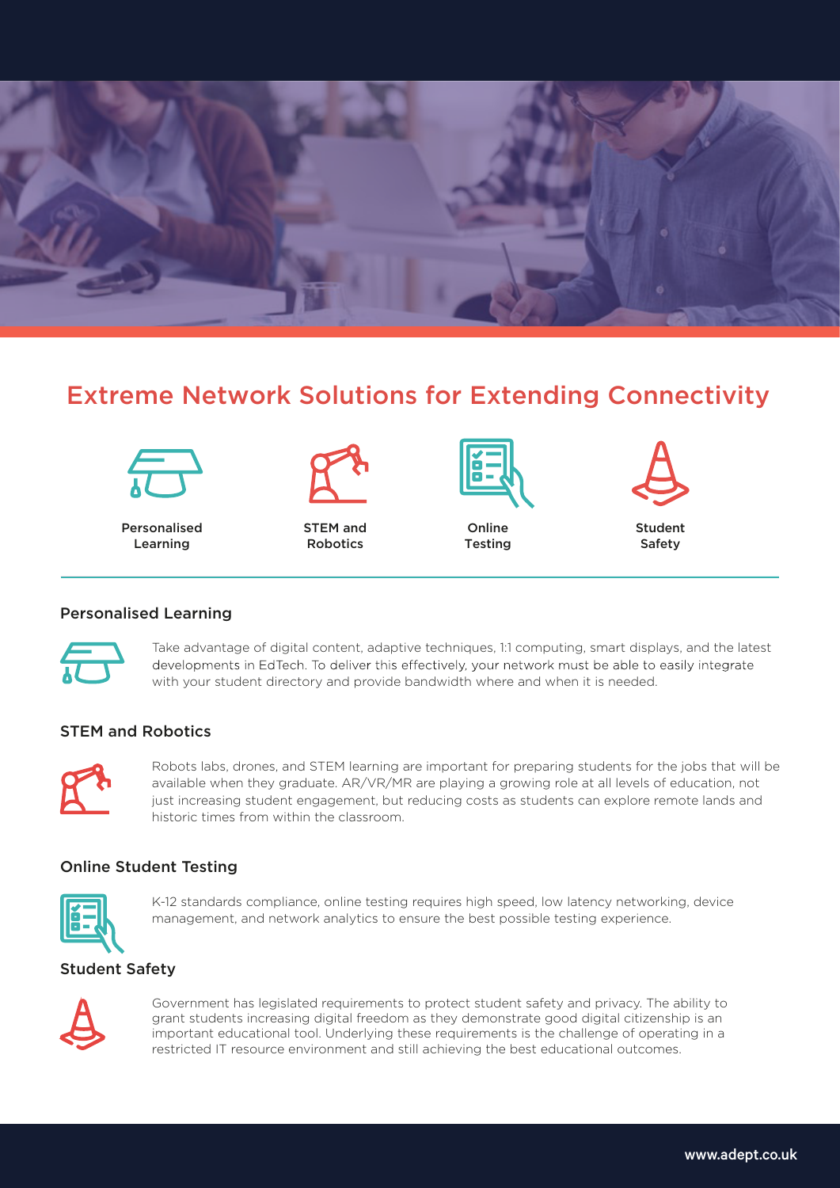# Extreme Network Solutions for Extending Connectivity

Personalised Learning | STEM and Robotics | Online Testing | Student Safety

## Personalised Learning

Take advantage of digital content, adaptive techniques, 1:1 computing, smart displays, and the latest developments in EdTech. To deliver this effectively, your network must be able to easily integrate with your student directory and provide bandwidth where and when it is needed.

## STEM and Robotics

Robots labs, drones, and STEM learning are important for preparing students for the jobs that will be available when they graduate. AR/VR/MR are playing a growing role at all levels of education, not just increasing student engagement, but reducing costs as students can explore remote lands and historic times from within the classroom.

## Online Student Testing

K-12 standards compliance, online testing requires high speed, low latency networking, device management, and network analytics to ensure the best possible testing experience.

## Student Safety

Government has legislated requirements to protect student safety and privacy. The ability to grant students increasing digital freedom as they demonstrate good digital citizenship is an important educational tool. Underlying these requirements is the challenge of operating in a restricted IT resource environment and still achieving the best educational outcomes.

www.adept.co.uk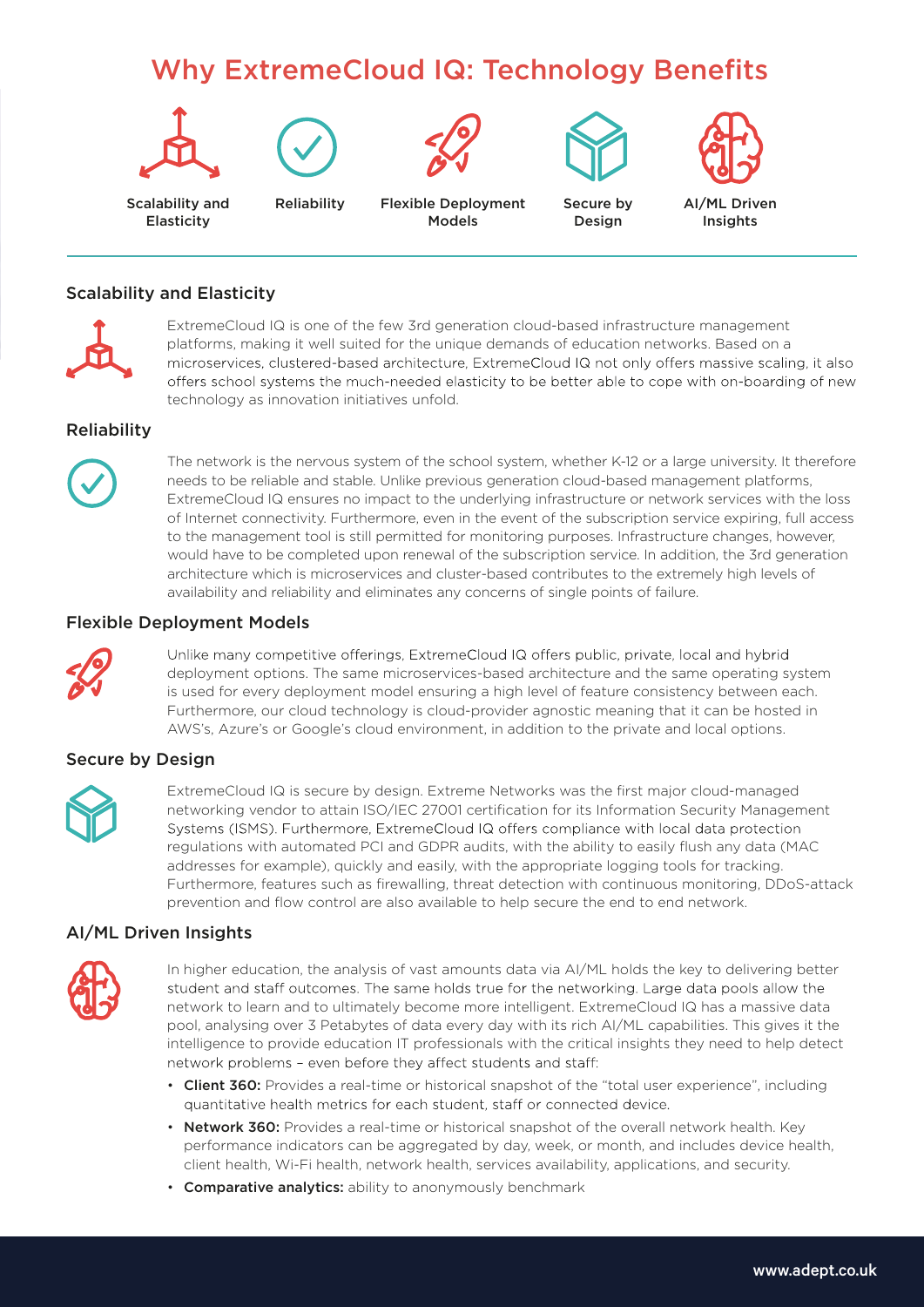# Why ExtremeCloud IQ: Technology Benefits

Scalability and Elasticity | Reliability | Flexible Deployment Models | Secure by Design | AI/ML Driven Insights

## Scalability and Elasticity

ExtremeCloud IQ is one of the few 3rd generation cloud-based infrastructure management platforms, making it well suited for the unique demands of education networks. Based on a microservices, clustered-based architecture, ExtremeCloud IQ not only offers massive scaling, it also offers school systems the much-needed elasticity to be better able to cope with on-boarding of new technology as innovation initiatives unfold.

## Reliability

The network is the nervous system of the school system, whether K-12 or a large university. It therefore needs to be reliable and stable. Unlike previous generation cloud-based management platforms, ExtremeCloud IQ ensures no impact to the underlying infrastructure or network services with the loss of Internet connectivity. Furthermore, even in the event of the subscription service expiring, full access to the management tool is still permitted for monitoring purposes. Infrastructure changes, however, would have to be completed upon renewal of the subscription service. In addition, the 3rd generation architecture which is microservices and cluster-based contributes to the extremely high levels of availability and reliability and eliminates any concerns of single points of failure.

## Flexible Deployment Models

Unlike many competitive offerings, ExtremeCloud IQ offers public, private, local and hybrid deployment options. The same microservices-based architecture and the same operating system is used for every deployment model ensuring a high level of feature consistency between each. Furthermore, our cloud technology is cloud-provider agnostic meaning that it can be hosted in AWS's, Azure's or Google's cloud environment, in addition to the private and local options.

## Secure by Design

ExtremeCloud IQ is secure by design. Extreme Networks was the first major cloud-managed networking vendor to attain ISO/IEC 27001 certification for its Information Security Management Systems (ISMS). Furthermore, ExtremeCloud IQ offers compliance with local data protection regulations with automated PCI and GDPR audits, with the ability to easily flush any data (MAC addresses for example), quickly and easily, with the appropriate logging tools for tracking. Furthermore, features such as firewalling, threat detection with continuous monitoring, DDoS-attack prevention and flow control are also available to help secure the end to end network.

## AI/ML Driven Insights

In higher education, the analysis of vast amounts data via AI/ML holds the key to delivering better student and staff outcomes. The same holds true for the networking. Large data pools allow the network to learn and to ultimately become more intelligent. ExtremeCloud IQ has a massive data pool, analysing over 3 Petabytes of data every day with its rich AI/ML capabilities. This gives it the intelligence to provide education IT professionals with the critical insights they need to help detect network problems – even before they affect students and staff:

- **Client 360:** Provides a real-time or historical snapshot of the "total user experience", including quantitative health metrics for each student, staff or connected device.
- **Network 360:** Provides a real-time or historical snapshot of the overall network health. Key performance indicators can be aggregated by day, week, or month, and includes device health, client health, Wi-Fi health, network health, services availability, applications, and security.
- **Comparative analytics:** ability to anonymously benchmark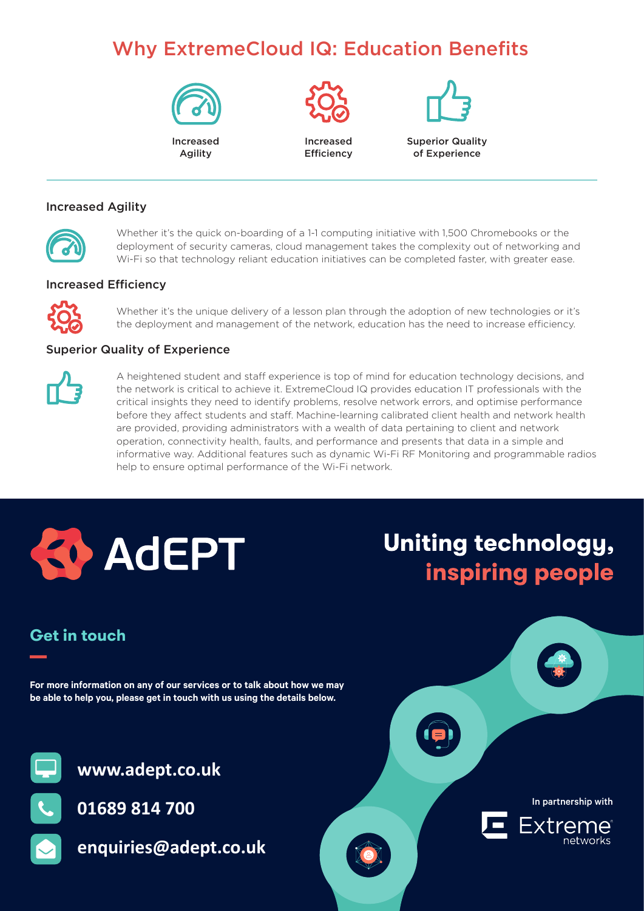# Why ExtremeCloud IQ: Education Benefits

Increased Agility

Increased Efficiency

Superior Quality of Experience

### Increased Agility

Whether it's the quick on-boarding of a 1-1 computing initiative with 1,500 Chromebooks or the deployment of security cameras, cloud management takes the complexity out of networking and Wi-Fi so that technology reliant education initiatives can be completed faster, with greater ease.

### Increased Efficiency

Whether it's the unique delivery of a lesson plan through the adoption of new technologies or it's the deployment and management of the network, education has the need to increase efficiency.

### Superior Quality of Experience

A heightened student and staff experience is top of mind for education technology decisions, and the network is critical to achieve it. ExtremeCloud IQ provides education IT professionals with the critical insights they need to identify problems, resolve network errors, and optimise performance before they affect students and staff. Machine-learning calibrated client health and network health are provided, providing administrators with a wealth of data pertaining to client and network operation, connectivity health, faults, and performance and presents that data in a simple and informative way. Additional features such as dynamic Wi-Fi RF Monitoring and programmable radios help to ensure optimal performance of the Wi-Fi network.

AdEPT

**Uniting technology, inspiring people**

## Get in touch

**For more information on any of our services or to talk about how we may be able to help you, please get in touch with us using the details below.**

**www.adept.co.uk**

**01689 814 700**

**enquiries@adept.co.uk**

In partnership with

Extreme networks